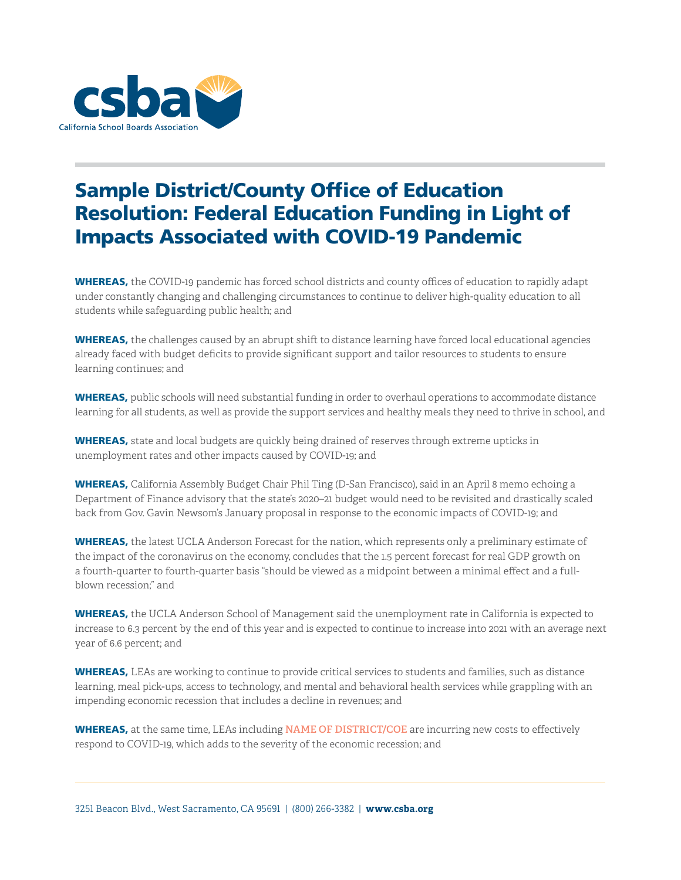# Sample District/County Office of Education Resolution: Federal Education Funding in Light of Impacts Associated with COVID-19 Pandemic

**WHEREAS,** the COVID-19 pandemic has forced school districts and county offices of education to rapidly adapt under constantly changing and challenging circumstances to continue to deliver high-quality education to all students while safeguarding public health; and

**WHEREAS,** the challenges caused by an abrupt shift to distance learning have forced local educational agencies already faced with budget deficits to provide significant support and tailor resources to students to ensure learning continues; and

**WHEREAS,** public schools will need substantial funding in order to overhaul operations to accommodate distance learning for all students, as well as provide the support services and healthy meals they need to thrive in school, and

**WHEREAS,** state and local budgets are quickly being drained of reserves through extreme upticks in unemployment rates and other impacts caused by COVID-19; and

**WHEREAS,** California Assembly Budget Chair Phil Ting (D-San Francisco), said in an April 8 memo echoing a Department of Finance advisory that the state's 2020–21 budget would need to be revisited and drastically scaled back from Gov. Gavin Newsom's January proposal in response to the economic impacts of COVID-19; and

**WHEREAS,** the latest UCLA Anderson Forecast for the nation, which represents only a preliminary estimate of the impact of the coronavirus on the economy, concludes that the 1.5 percent forecast for real GDP growth on a fourth-quarter to fourth-quarter basis "should be viewed as a midpoint between a minimal effect and a full-blown recession;" and

**WHEREAS,** the UCLA Anderson School of Management said the unemployment rate in California is expected to increase to 6.3 percent by the end of this year and is expected to continue to increase into 2021 with an average next year of 6.6 percent; and

**WHEREAS,** LEAs are working to continue to provide critical services to students and families, such as distance learning, meal pick-ups, access to technology, and mental and behavioral health services while grappling with an impending economic recession that includes a decline in revenues; and

**WHEREAS,** at the same time, LEAs including NAME OF DISTRICT/COE are incurring new costs to effectively respond to COVID-19, which adds to the severity of the economic recession; and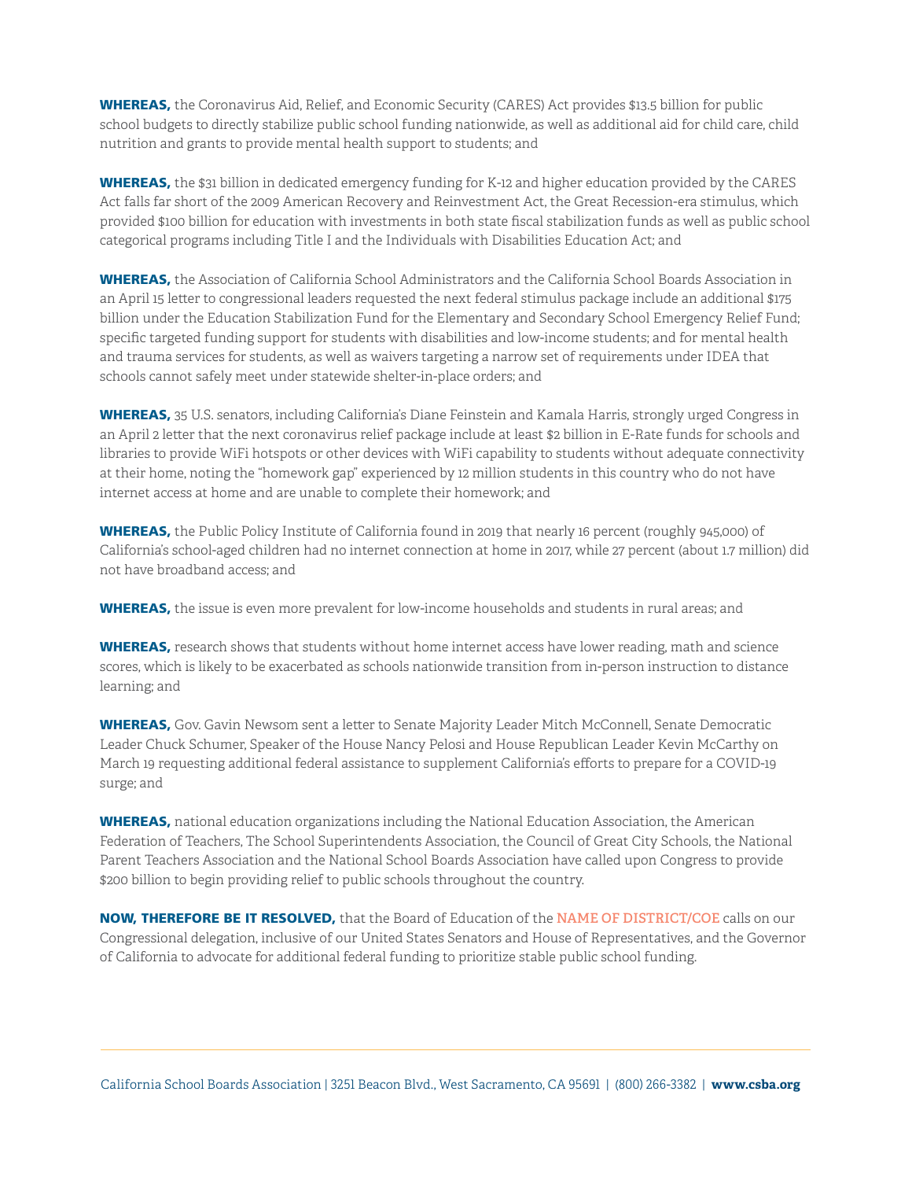**WHEREAS,** the Coronavirus Aid, Relief, and Economic Security (CARES) Act provides $13.5 billion for public school budgets to directly stabilize public school funding nationwide, as well as additional aid for child care, child nutrition and grants to provide mental health support to students; and

**WHEREAS,** the $31 billion in dedicated emergency funding for K-12 and higher education provided by the CARES Act falls far short of the 2009 American Recovery and Reinvestment Act, the Great Recession-era stimulus, which provided $100 billion for education with investments in both state fiscal stabilization funds as well as public school categorical programs including Title I and the Individuals with Disabilities Education Act; and

**WHEREAS,** the Association of California School Administrators and the California School Boards Association in an April 15 letter to congressional leaders requested the next federal stimulus package include an additional $175 billion under the Education Stabilization Fund for the Elementary and Secondary School Emergency Relief Fund; specific targeted funding support for students with disabilities and low-income students; and for mental health and trauma services for students, as well as waivers targeting a narrow set of requirements under IDEA that schools cannot safely meet under statewide shelter-in-place orders; and

**WHEREAS,** 35 U.S. senators, including California's Diane Feinstein and Kamala Harris, strongly urged Congress in an April 2 letter that the next coronavirus relief package include at least $2 billion in E-Rate funds for schools and libraries to provide WiFi hotspots or other devices with WiFi capability to students without adequate connectivity at their home, noting the "homework gap" experienced by 12 million students in this country who do not have internet access at home and are unable to complete their homework; and

**WHEREAS,** the Public Policy Institute of California found in 2019 that nearly 16 percent (roughly 945,000) of California's school-aged children had no internet connection at home in 2017, while 27 percent (about 1.7 million) did not have broadband access; and

**WHEREAS,** the issue is even more prevalent for low-income households and students in rural areas; and

**WHEREAS,** research shows that students without home internet access have lower reading, math and science scores, which is likely to be exacerbated as schools nationwide transition from in-person instruction to distance learning; and

**WHEREAS,** Gov. Gavin Newsom sent a letter to Senate Majority Leader Mitch McConnell, Senate Democratic Leader Chuck Schumer, Speaker of the House Nancy Pelosi and House Republican Leader Kevin McCarthy on March 19 requesting additional federal assistance to supplement California's efforts to prepare for a COVID-19 surge; and

**WHEREAS,** national education organizations including the National Education Association, the American Federation of Teachers, The School Superintendents Association, the Council of Great City Schools, the National Parent Teachers Association and the National School Boards Association have called upon Congress to provide $200 billion to begin providing relief to public schools throughout the country.

**NOW, THEREFORE BE IT RESOLVED,** that the Board of Education of the NAME OF DISTRICT/COE calls on our Congressional delegation, inclusive of our United States Senators and House of Representatives, and the Governor of California to advocate for additional federal funding to prioritize stable public school funding.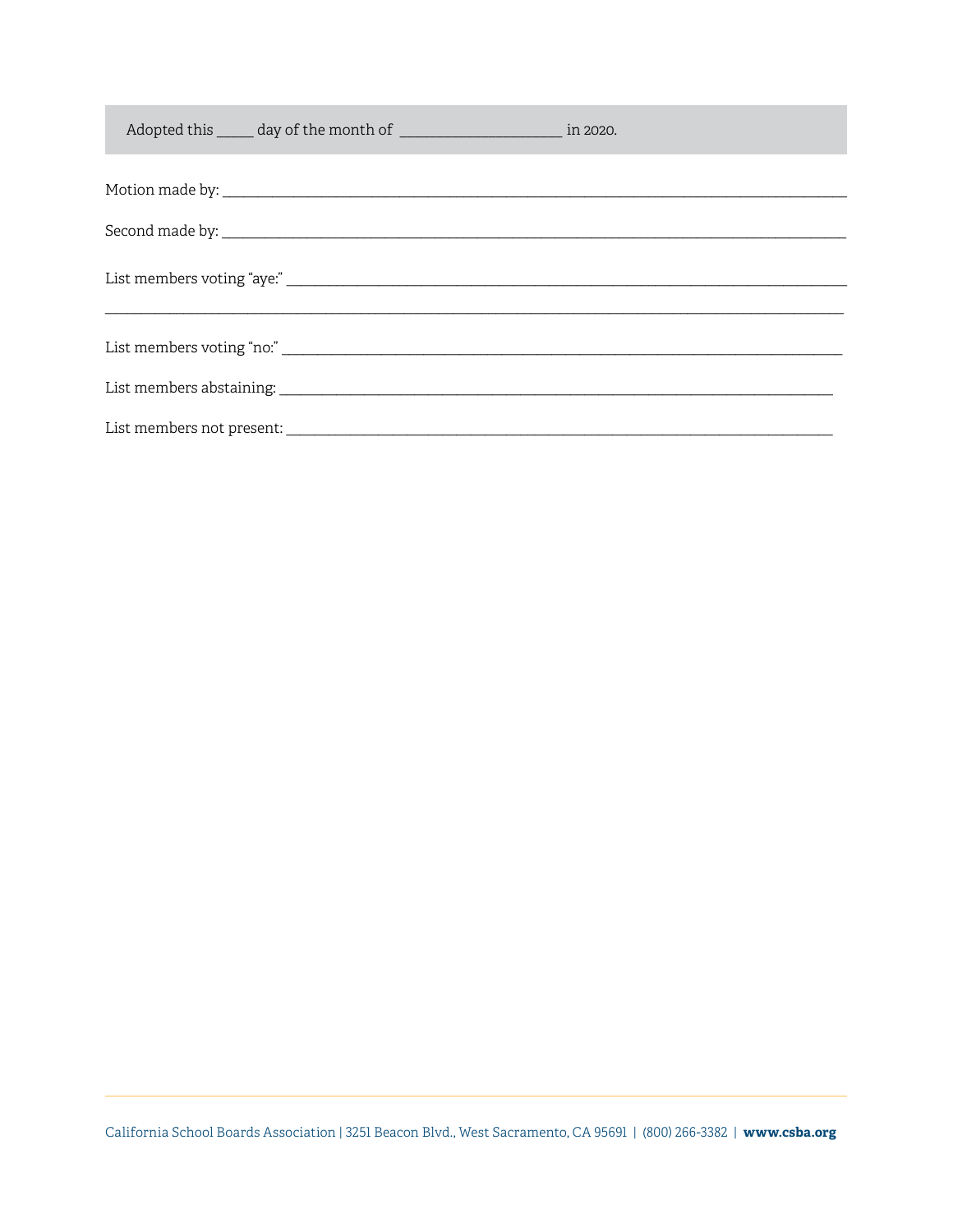Adopted this _____ day of the month of _____________________ in 2020.

Motion made by: ________________________________________________________________________________

Second made by: ________________________________________________________________________________

List members voting "aye:" ______________________________________________________________________

________________________________________________________________________________________________

List members voting "no:" _______________________________________________________________________

List members abstaining: ________________________________________________________________________

List members not present: _______________________________________________________________________